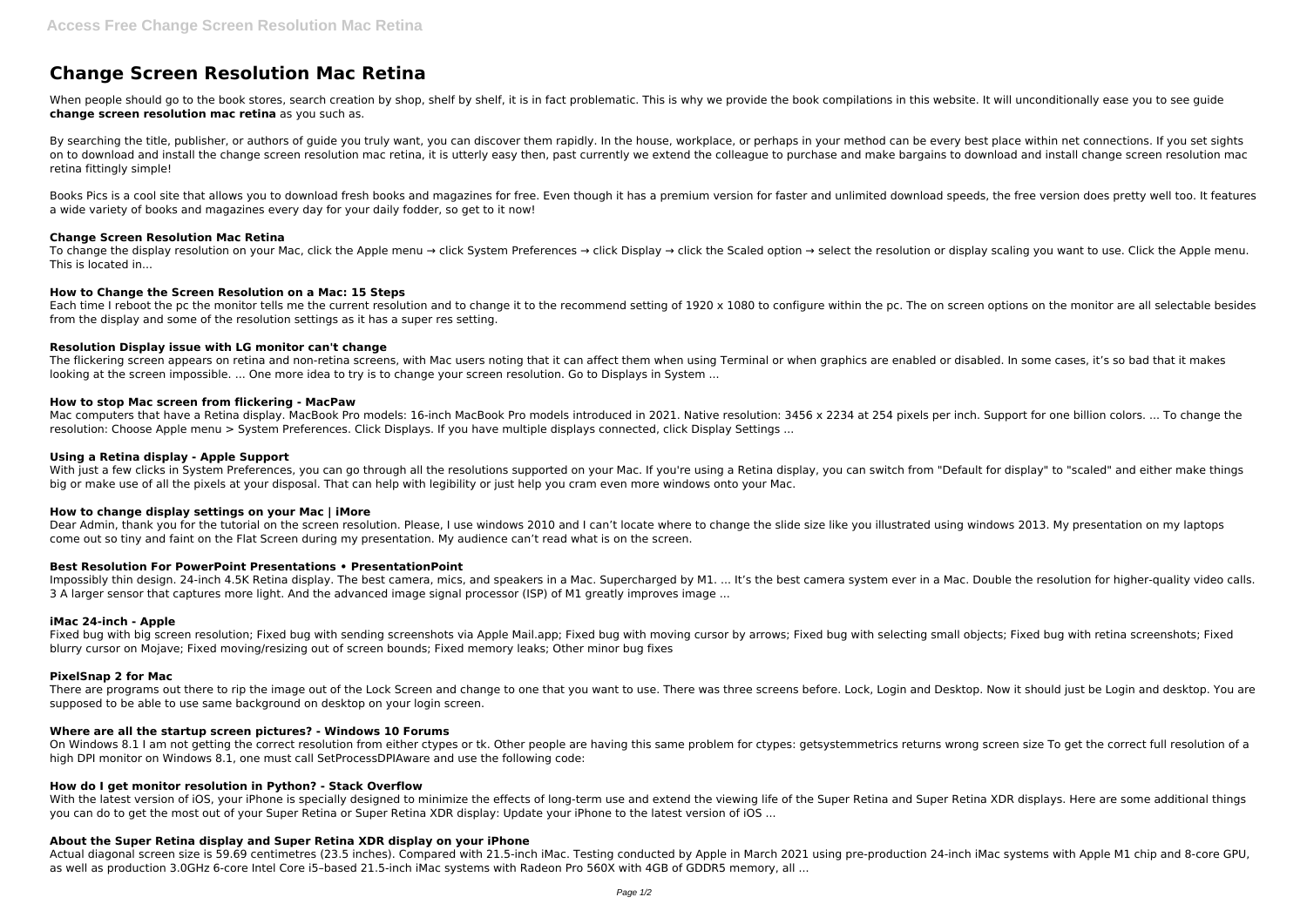# Change Screen Resolution Mac Retina

When people should go to the book stores, search creation by shop, shelf by shelf, it is in fact problematic. This is why we provide the book compilations in this website. It will unconditionally ease you to see guide **change screen resolution mac retina** as you such as.

By searching the title, publisher, or authors of guide you truly want, you can discover them rapidly. In the house, workplace, or perhaps in your method can be every best place within net connections. If you set sights on to download and install the change screen resolution mac retina, it is utterly easy then, past currently we extend the colleague to purchase and make bargains to download and install change screen resolution mac retina fittingly simple!

Books Pics is a cool site that allows you to download fresh books and magazines for free. Even though it has a premium version for faster and unlimited download speeds, the free version does pretty well too. It features a wide variety of books and magazines every day for your daily fodder, so get to it now!

### Change Screen Resolution Mac Retina

To change the display resolution on your Mac, click the Apple menu → click System Preferences → click Display → click the Scaled option → select the resolution or display scaling you want to use. Click the Apple menu. This is located in...

### How to Change the Screen Resolution on a Mac: 15 Steps

Each time I reboot the pc the monitor tells me the current resolution and to change it to the recommend setting of 1920 x 1080 to configure within the pc. The on screen options on the monitor are all selectable besides from the display and some of the resolution settings as it has a super res setting.

### Resolution Display issue with LG monitor can't change

The flickering screen appears on retina and non-retina screens, with Mac users noting that it can affect them when using Terminal or when graphics are enabled or disabled. In some cases, it's so bad that it makes looking at the screen impossible. ... One more idea to try is to change your screen resolution. Go to Displays in System ...

### How to stop Mac screen from flickering - MacPaw

Mac computers that have a Retina display. MacBook Pro models: 16-inch MacBook Pro models introduced in 2021. Native resolution: 3456 x 2234 at 254 pixels per inch. Support for one billion colors. ... To change the resolution: Choose Apple menu > System Preferences. Click Displays. If you have multiple displays connected, click Display Settings ...

### Using a Retina display - Apple Support

With just a few clicks in System Preferences, you can go through all the resolutions supported on your Mac. If you're using a Retina display, you can switch from "Default for display" to "scaled" and either make things big or make use of all the pixels at your disposal. That can help with legibility or just help you cram even more windows onto your Mac.

### How to change display settings on your Mac | iMore

Dear Admin, thank you for the tutorial on the screen resolution. Please, I use windows 2010 and I can't locate where to change the slide size like you illustrated using windows 2013. My presentation on my laptops come out so tiny and faint on the Flat Screen during my presentation. My audience can't read what is on the screen.

### Best Resolution For PowerPoint Presentations • PresentationPoint

Impossibly thin design. 24-inch 4.5K Retina display. The best camera, mics, and speakers in a Mac. Supercharged by M1. ... It's the best camera system ever in a Mac. Double the resolution for higher-quality video calls. 3 A larger sensor that captures more light. And the advanced image signal processor (ISP) of M1 greatly improves image ...

### iMac 24-inch - Apple

Fixed bug with big screen resolution; Fixed bug with sending screenshots via Apple Mail.app; Fixed bug with moving cursor by arrows; Fixed bug with selecting small objects; Fixed bug with retina screenshots; Fixed blurry cursor on Mojave; Fixed moving/resizing out of screen bounds; Fixed memory leaks; Other minor bug fixes

### PixelSnap 2 for Mac

There are programs out there to rip the image out of the Lock Screen and change to one that you want to use. There was three screens before. Lock, Login and Desktop. Now it should just be Login and desktop. You are supposed to be able to use same background on desktop on your login screen.

### Where are all the startup screen pictures? - Windows 10 Forums

On Windows 8.1 I am not getting the correct resolution from either ctypes or tk. Other people are having this same problem for ctypes: getsystemmetrics returns wrong screen size To get the correct full resolution of a high DPI monitor on Windows 8.1, one must call SetProcessDPIAware and use the following code:

### How do I get monitor resolution in Python? - Stack Overflow

With the latest version of iOS, your iPhone is specially designed to minimize the effects of long-term use and extend the viewing life of the Super Retina and Super Retina XDR displays. Here are some additional things you can do to get the most out of your Super Retina or Super Retina XDR display: Update your iPhone to the latest version of iOS ...

### About the Super Retina display and Super Retina XDR display on your iPhone

Actual diagonal screen size is 59.69 centimetres (23.5 inches). Compared with 21.5-inch iMac. Testing conducted by Apple in March 2021 using pre-production 24-inch iMac systems with Apple M1 chip and 8-core GPU, as well as production 3.0GHz 6-core Intel Core i5–based 21.5-inch iMac systems with Radeon Pro 560X with 4GB of GDDR5 memory, all ...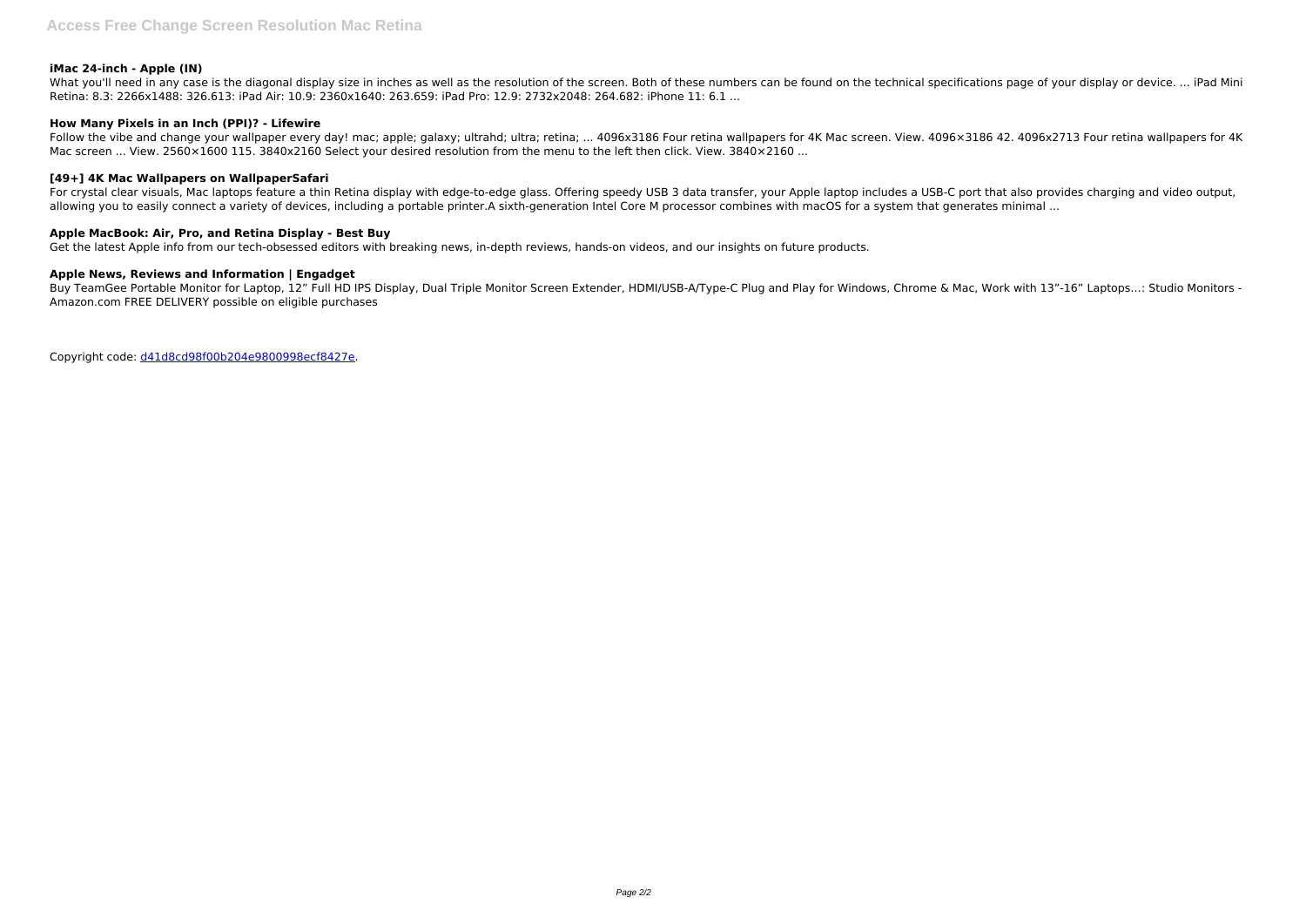### iMac 24-inch - Apple (IN)

What you'll need in any case is the diagonal display size in inches as well as the resolution of the screen. Both of these numbers can be found on the technical specifications page of your display or device. ... iPad Mini Retina: 8.3: 2266x1488: 326.613: iPad Air: 10.9: 2360x1640: 263.659: iPad Pro: 12.9: 2732x2048: 264.682: iPhone 11: 6.1 ...

### How Many Pixels in an Inch (PPI)? - Lifewire

Follow the vibe and change your wallpaper every day! mac; apple; galaxy; ultrahd; ultra; retina; ... 4096x3186 Four retina wallpapers for 4K Mac screen. View. 4096×3186 42. 4096x2713 Four retina wallpapers for 4K Mac screen ... View. 2560×1600 115. 3840x2160 Select your desired resolution from the menu to the left then click. View. 3840×2160 ...

### [49+] 4K Mac Wallpapers on WallpaperSafari

For crystal clear visuals, Mac laptops feature a thin Retina display with edge-to-edge glass. Offering speedy USB 3 data transfer, your Apple laptop includes a USB-C port that also provides charging and video output, allowing you to easily connect a variety of devices, including a portable printer.A sixth-generation Intel Core M processor combines with macOS for a system that generates minimal ...

### Apple MacBook: Air, Pro, and Retina Display - Best Buy

Get the latest Apple info from our tech-obsessed editors with breaking news, in-depth reviews, hands-on videos, and our insights on future products.

### Apple News, Reviews and Information | Engadget

Buy TeamGee Portable Monitor for Laptop, 12" Full HD IPS Display, Dual Triple Monitor Screen Extender, HDMI/USB-A/Type-C Plug and Play for Windows, Chrome & Mac, Work with 13"-16" Laptops...: Studio Monitors - Amazon.com FREE DELIVERY possible on eligible purchases

Copyright code: d41d8cd98f00b204e9800998ecf8427e.